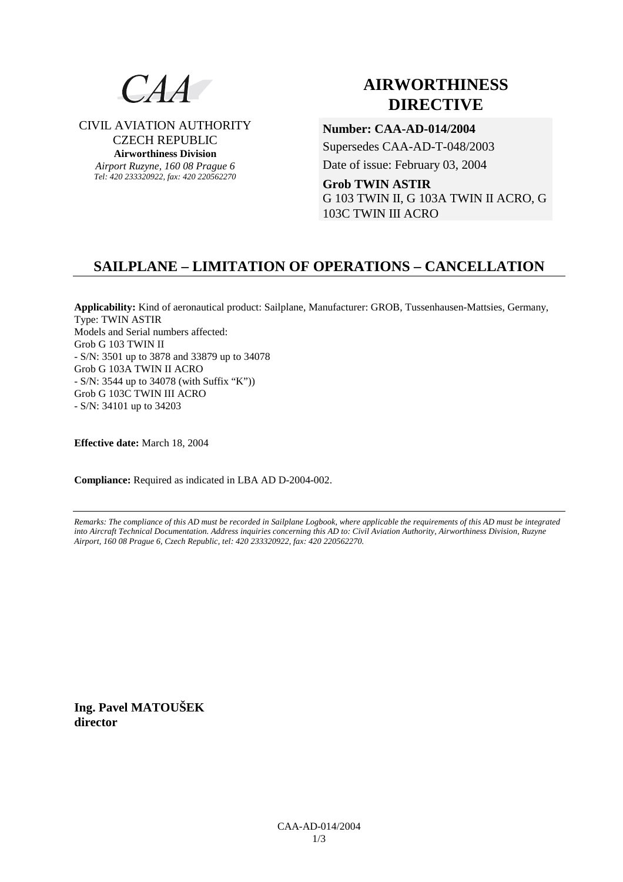CAA

CIVIL AVIATION AUTHORITY
CZECH REPUBLIC
**Airworthiness Division**
*Airport Ruzyne, 160 08 Prague 6*
*Tel: 420 233320922, fax: 420 220562270*

# AIRWORTHINESS DIRECTIVE

**Number: CAA-AD-014/2004**
Supersedes CAA-AD-T-048/2003
Date of issue: February 03, 2004

**Grob TWIN ASTIR**
G 103 TWIN II, G 103A TWIN II ACRO, G 103C TWIN III ACRO

## SAILPLANE – LIMITATION OF OPERATIONS – CANCELLATION

**Applicability:** Kind of aeronautical product: Sailplane, Manufacturer: GROB, Tussenhausen-Mattsies, Germany, Type: TWIN ASTIR
Models and Serial numbers affected:
Grob G 103 TWIN II
- S/N: 3501 up to 3878 and 33879 up to 34078
Grob G 103A TWIN II ACRO
- S/N: 3544 up to 34078 (with Suffix "K"))
Grob G 103C TWIN III ACRO
- S/N: 34101 up to 34203

**Effective date:** March 18, 2004

**Compliance:** Required as indicated in LBA AD D-2004-002.

*Remarks: The compliance of this AD must be recorded in Sailplane Logbook, where applicable the requirements of this AD must be integrated into Aircraft Technical Documentation. Address inquiries concerning this AD to: Civil Aviation Authority, Airworthiness Division, Ruzyne Airport, 160 08 Prague 6, Czech Republic, tel: 420 233320922, fax: 420 220562270.*

**Ing. Pavel MATOUŠEK**
**director**

CAA-AD-014/2004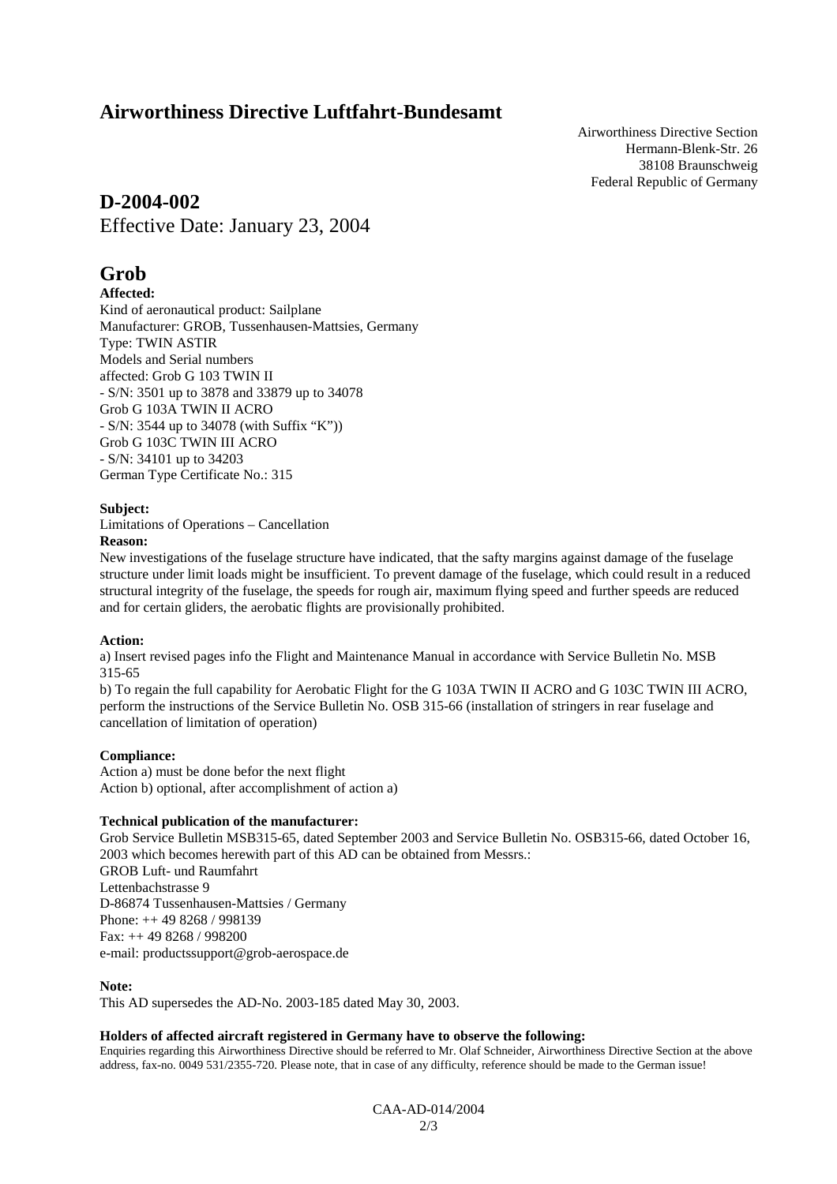# Airworthiness Directive Luftfahrt-Bundesamt

Airworthiness Directive Section
Hermann-Blenk-Str. 26
38108 Braunschweig
Federal Republic of Germany

## D-2004-002

Effective Date: January 23, 2004

## Grob

**Affected:**
Kind of aeronautical product: Sailplane
Manufacturer: GROB, Tussenhausen-Mattsies, Germany
Type: TWIN ASTIR
Models and Serial numbers
affected: Grob G 103 TWIN II
- S/N: 3501 up to 3878 and 33879 up to 34078
Grob G 103A TWIN II ACRO
- S/N: 3544 up to 34078 (with Suffix "K"))
Grob G 103C TWIN III ACRO
- S/N: 34101 up to 34203
German Type Certificate No.: 315

**Subject:**
Limitations of Operations – Cancellation

**Reason:**
New investigations of the fuselage structure have indicated, that the safty margins against damage of the fuselage structure under limit loads might be insufficient. To prevent damage of the fuselage, which could result in a reduced structural integrity of the fuselage, the speeds for rough air, maximum flying speed and further speeds are reduced and for certain gliders, the aerobatic flights are provisionally prohibited.

**Action:**
a) Insert revised pages info the Flight and Maintenance Manual in accordance with Service Bulletin No. MSB 315-65
b) To regain the full capability for Aerobatic Flight for the G 103A TWIN II ACRO and G 103C TWIN III ACRO, perform the instructions of the Service Bulletin No. OSB 315-66 (installation of stringers in rear fuselage and cancellation of limitation of operation)

**Compliance:**
Action a) must be done befor the next flight
Action b) optional, after accomplishment of action a)

**Technical publication of the manufacturer:**
Grob Service Bulletin MSB315-65, dated September 2003 and Service Bulletin No. OSB315-66, dated October 16, 2003 which becomes herewith part of this AD can be obtained from Messrs.:
GROB Luft- und Raumfahrt
Lettenbachstrasse 9
D-86874 Tussenhausen-Mattsies / Germany
Phone: ++ 49 8268 / 998139
Fax: ++ 49 8268 / 998200
e-mail: productssupport@grob-aerospace.de

**Note:**
This AD supersedes the AD-No. 2003-185 dated May 30, 2003.

**Holders of affected aircraft registered in Germany have to observe the following:**
Enquiries regarding this Airworthiness Directive should be referred to Mr. Olaf Schneider, Airworthiness Directive Section at the above address, fax-no. 0049 531/2355-720. Please note, that in case of any difficulty, reference should be made to the German issue!

CAA-AD-014/2004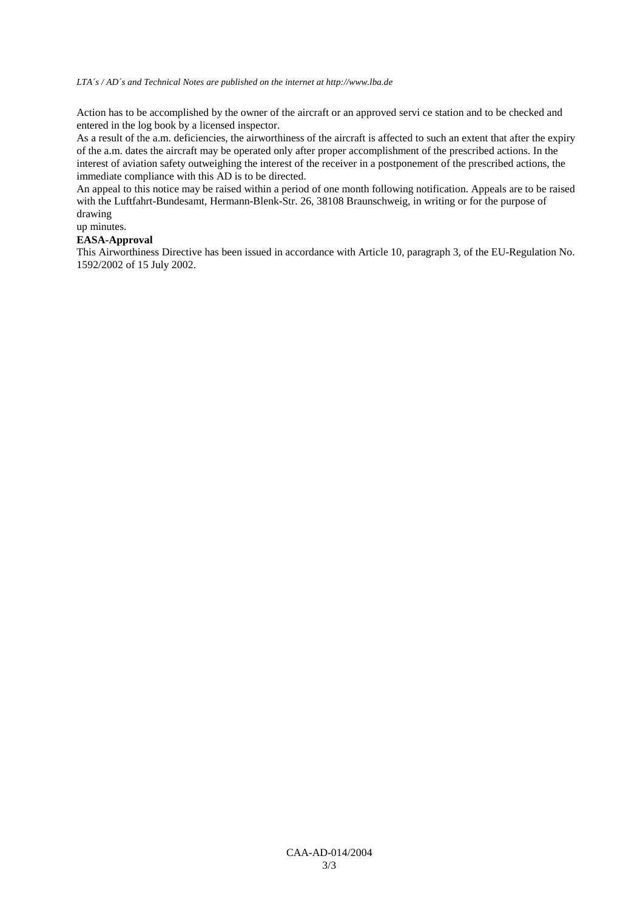*LTA´s / AD´s and Technical Notes are published on the internet at http://www.lba.de*

Action has to be accomplished by the owner of the aircraft or an approved servi ce station and to be checked and entered in the log book by a licensed inspector.
As a result of the a.m. deficiencies, the airworthiness of the aircraft is affected to such an extent that after the expiry of the a.m. dates the aircraft may be operated only after proper accomplishment of the prescribed actions. In the interest of aviation safety outweighing the interest of the receiver in a postponement of the prescribed actions, the immediate compliance with this AD is to be directed.
An appeal to this notice may be raised within a period of one month following notification. Appeals are to be raised with the Luftfahrt-Bundesamt, Hermann-Blenk-Str. 26, 38108 Braunschweig, in writing or for the purpose of drawing
up minutes.

**EASA-Approval**

This Airworthiness Directive has been issued in accordance with Article 10, paragraph 3, of the EU-Regulation No. 1592/2002 of 15 July 2002.